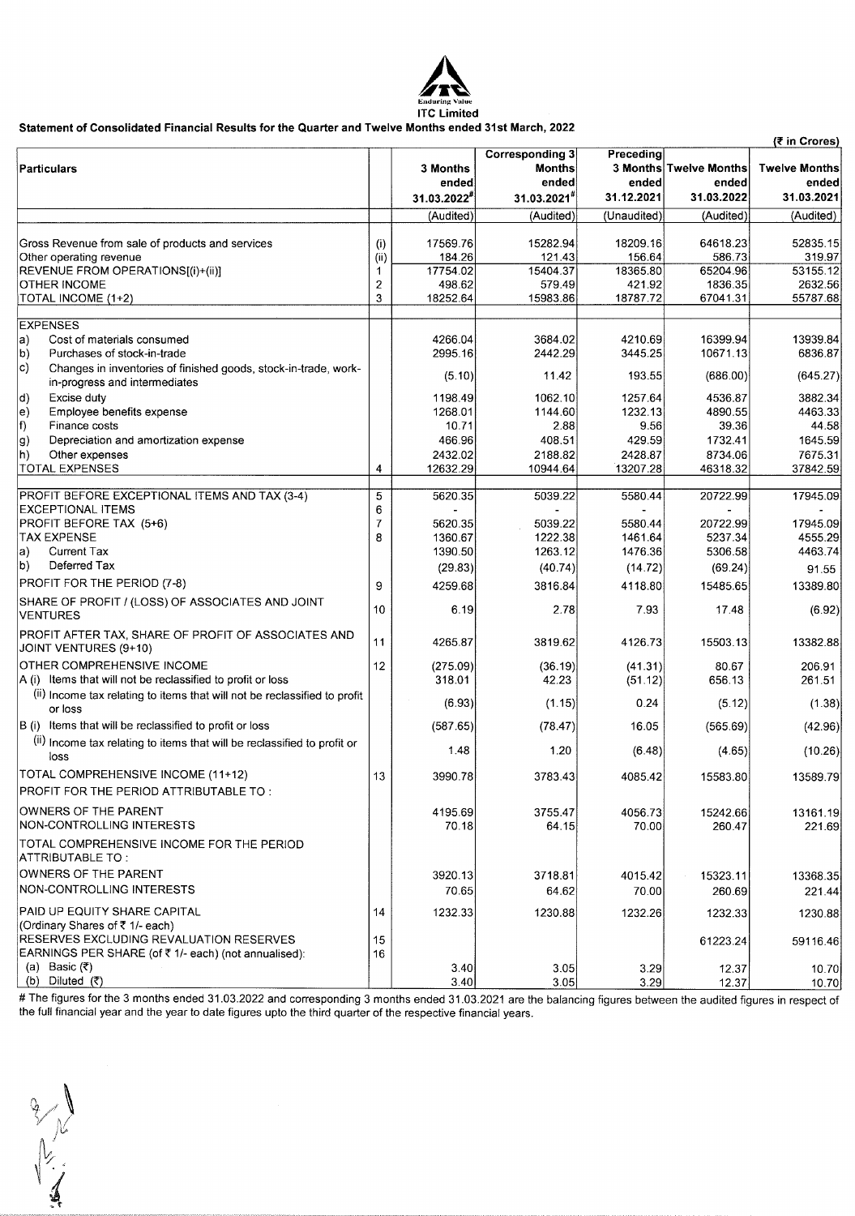**ITC Limited**

## Statement of Consolidated Financial Results for the Quarter and Twelve Months ended 31st March, 2022

(₹ in Crores)

| Particulars | | 3 Months ended 31.03.2022# | Corresponding 3 Months ended 31.03.2021# | Preceding 3 Months ended 31.12.2021 | Twelve Months ended 31.03.2022 | Twelve Months ended 31.03.2021 |
|---|---|---|---|---|---|---|
| | | (Audited) | (Audited) | (Unaudited) | (Audited) | (Audited) |
| Gross Revenue from sale of products and services | (i) | 17569.76 | 15282.94 | 18209.16 | 64618.23 | 52835.15 |
| Other operating revenue | (ii) | 184.26 | 121.43 | 156.64 | 586.73 | 319.97 |
| REVENUE FROM OPERATIONS[(i)+(ii)] | 1 | 17754.02 | 15404.37 | 18365.80 | 65204.96 | 53155.12 |
| OTHER INCOME | 2 | 498.62 | 579.49 | 421.92 | 1836.35 | 2632.56 |
| TOTAL INCOME (1+2) | 3 | 18252.64 | 15983.86 | 18787.72 | 67041.31 | 55787.68 |
| EXPENSES | | | | | | |
| a) Cost of materials consumed | | 4266.04 | 3684.02 | 4210.69 | 16399.94 | 13939.84 |
| b) Purchases of stock-in-trade | | 2995.16 | 2442.29 | 3445.25 | 10671.13 | 6836.87 |
| c) Changes in inventories of finished goods, stock-in-trade, work-in-progress and intermediates | | (5.10) | 11.42 | 193.55 | (686.00) | (645.27) |
| d) Excise duty | | 1198.49 | 1062.10 | 1257.64 | 4536.87 | 3882.34 |
| e) Employee benefits expense | | 1268.01 | 1144.60 | 1232.13 | 4890.55 | 4463.33 |
| f) Finance costs | | 10.71 | 2.88 | 9.56 | 39.36 | 44.58 |
| g) Depreciation and amortization expense | | 466.96 | 408.51 | 429.59 | 1732.41 | 1645.59 |
| h) Other expenses | | 2432.02 | 2188.82 | 2428.87 | 8734.06 | 7675.31 |
| TOTAL EXPENSES | 4 | 12632.29 | 10944.64 | 13207.28 | 46318.32 | 37842.59 |
| PROFIT BEFORE EXCEPTIONAL ITEMS AND TAX (3-4) | 5 | 5620.35 | 5039.22 | 5580.44 | 20722.99 | 17945.09 |
| EXCEPTIONAL ITEMS | 6 | - | - | - | - | - |
| PROFIT BEFORE TAX (5+6) | 7 | 5620.35 | 5039.22 | 5580.44 | 20722.99 | 17945.09 |
| TAX EXPENSE | 8 | 1360.67 | 1222.38 | 1461.64 | 5237.34 | 4555.29 |
| a) Current Tax | | 1390.50 | 1263.12 | 1476.36 | 5306.58 | 4463.74 |
| b) Deferred Tax | | (29.83) | (40.74) | (14.72) | (69.24) | 91.55 |
| PROFIT FOR THE PERIOD (7-8) | 9 | 4259.68 | 3816.84 | 4118.80 | 15485.65 | 13389.80 |
| SHARE OF PROFIT / (LOSS) OF ASSOCIATES AND JOINT VENTURES | 10 | 6.19 | 2.78 | 7.93 | 17.48 | (6.92) |
| PROFIT AFTER TAX, SHARE OF PROFIT OF ASSOCIATES AND JOINT VENTURES (9+10) | 11 | 4265.87 | 3819.62 | 4126.73 | 15503.13 | 13382.88 |
| OTHER COMPREHENSIVE INCOME | 12 | (275.09) | (36.19) | (41.31) | 80.67 | 206.91 |
| A (i) Items that will not be reclassified to profit or loss | | 318.01 | 42.23 | (51.12) | 656.13 | 261.51 |
| (ii) Income tax relating to items that will not be reclassified to profit or loss | | (6.93) | (1.15) | 0.24 | (5.12) | (1.38) |
| B (i) Items that will be reclassified to profit or loss | | (587.65) | (78.47) | 16.05 | (565.69) | (42.96) |
| (ii) Income tax relating to items that will be reclassified to profit or loss | | 1.48 | 1.20 | (6.48) | (4.65) | (10.26) |
| TOTAL COMPREHENSIVE INCOME (11+12) | 13 | 3990.78 | 3783.43 | 4085.42 | 15583.80 | 13589.79 |
| PROFIT FOR THE PERIOD ATTRIBUTABLE TO : | | | | | | |
| OWNERS OF THE PARENT | | 4195.69 | 3755.47 | 4056.73 | 15242.66 | 13161.19 |
| NON-CONTROLLING INTERESTS | | 70.18 | 64.15 | 70.00 | 260.47 | 221.69 |
| TOTAL COMPREHENSIVE INCOME FOR THE PERIOD ATTRIBUTABLE TO : | | | | | | |
| OWNERS OF THE PARENT | | 3920.13 | 3718.81 | 4015.42 | 15323.11 | 13368.35 |
| NON-CONTROLLING INTERESTS | | 70.65 | 64.62 | 70.00 | 260.69 | 221.44 |
| PAID UP EQUITY SHARE CAPITAL (Ordinary Shares of ₹ 1/- each) | 14 | 1232.33 | 1230.88 | 1232.26 | 1232.33 | 1230.88 |
| RESERVES EXCLUDING REVALUATION RESERVES | 15 | | | | 61223.24 | 59116.46 |
| EARNINGS PER SHARE (of ₹ 1/- each) (not annualised): | 16 | | | | | |
| (a) Basic (₹) | | 3.40 | 3.05 | 3.29 | 12.37 | 10.70 |
| (b) Diluted (₹) | | 3.40 | 3.05 | 3.29 | 12.37 | 10.70 |

# The figures for the 3 months ended 31.03.2022 and corresponding 3 months ended 31.03.2021 are the balancing figures between the audited figures in respect of the full financial year and the year to date figures upto the third quarter of the respective financial years.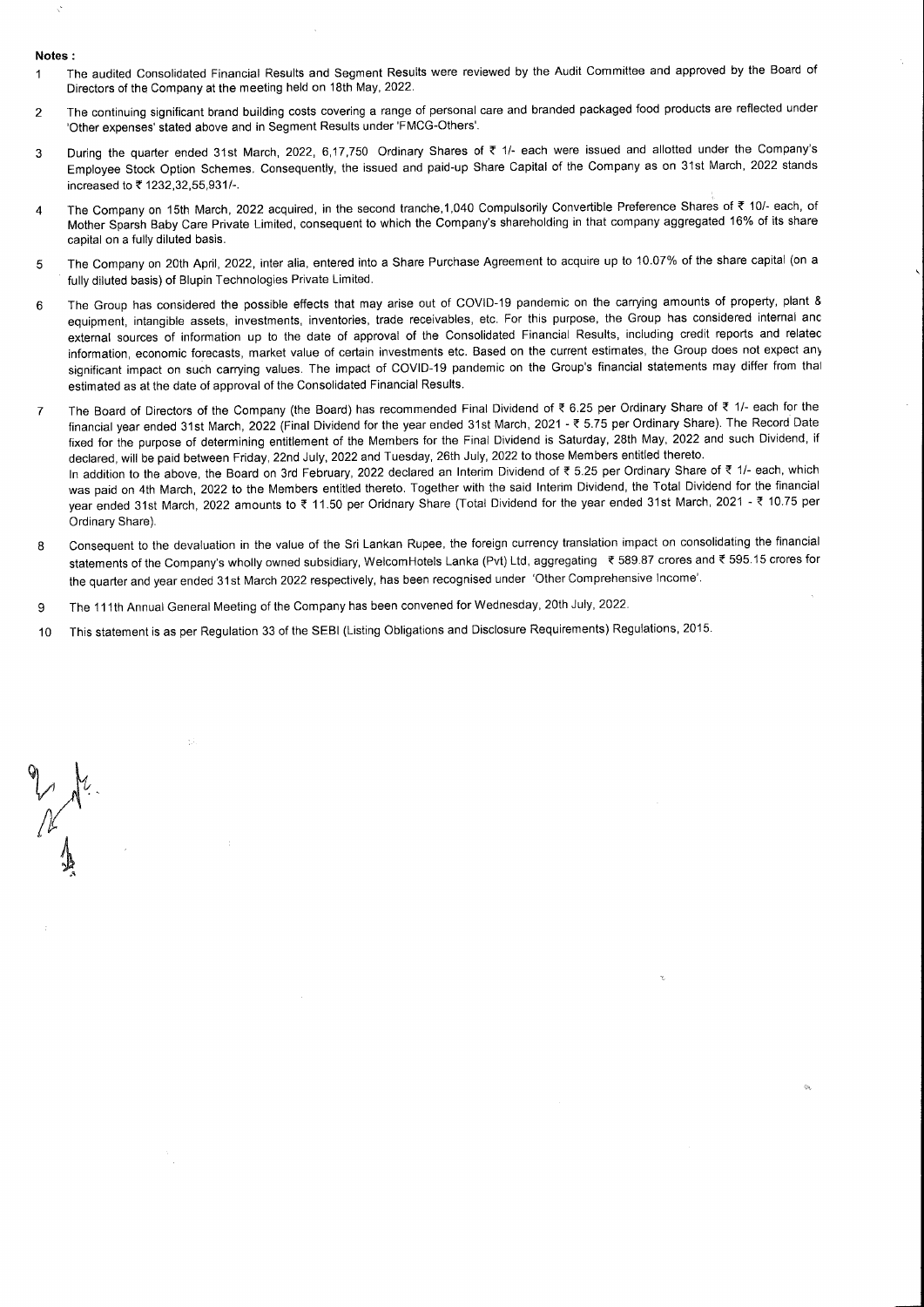**Notes :**

1. The audited Consolidated Financial Results and Segment Results were reviewed by the Audit Committee and approved by the Board of Directors of the Company at the meeting held on 18th May, 2022.

2. The continuing significant brand building costs covering a range of personal care and branded packaged food products are reflected under 'Other expenses' stated above and in Segment Results under 'FMCG-Others'.

3. During the quarter ended 31st March, 2022, 6,17,750 Ordinary Shares of ₹ 1/- each were issued and allotted under the Company's Employee Stock Option Schemes. Consequently, the issued and paid-up Share Capital of the Company as on 31st March, 2022 stands increased to ₹ 1232,32,55,931/-.

4. The Company on 15th March, 2022 acquired, in the second tranche,1,040 Compulsorily Convertible Preference Shares of ₹ 10/- each, of Mother Sparsh Baby Care Private Limited, consequent to which the Company's shareholding in that company aggregated 16% of its share capital on a fully diluted basis.

5. The Company on 20th April, 2022, inter alia, entered into a Share Purchase Agreement to acquire up to 10.07% of the share capital (on a fully diluted basis) of Blupin Technologies Private Limited.

6. The Group has considered the possible effects that may arise out of COVID-19 pandemic on the carrying amounts of property, plant & equipment, intangible assets, investments, inventories, trade receivables, etc. For this purpose, the Group has considered internal and external sources of information up to the date of approval of the Consolidated Financial Results, including credit reports and related information, economic forecasts, market value of certain investments etc. Based on the current estimates, the Group does not expect any significant impact on such carrying values. The impact of COVID-19 pandemic on the Group's financial statements may differ from that estimated as at the date of approval of the Consolidated Financial Results.

7. The Board of Directors of the Company (the Board) has recommended Final Dividend of ₹ 6.25 per Ordinary Share of ₹ 1/- each for the financial year ended 31st March, 2022 (Final Dividend for the year ended 31st March, 2021 - ₹ 5.75 per Ordinary Share). The Record Date fixed for the purpose of determining entitlement of the Members for the Final Dividend is Saturday, 28th May, 2022 and such Dividend, if declared, will be paid between Friday, 22nd July, 2022 and Tuesday, 26th July, 2022 to those Members entitled thereto.
   In addition to the above, the Board on 3rd February, 2022 declared an Interim Dividend of ₹ 5.25 per Ordinary Share of ₹ 1/- each, which was paid on 4th March, 2022 to the Members entitled thereto. Together with the said Interim Dividend, the Total Dividend for the financial year ended 31st March, 2022 amounts to ₹ 11.50 per Oridnary Share (Total Dividend for the year ended 31st March, 2021 - ₹ 10.75 per Ordinary Share).

8. Consequent to the devaluation in the value of the Sri Lankan Rupee, the foreign currency translation impact on consolidating the financial statements of the Company's wholly owned subsidiary, WelcomHotels Lanka (Pvt) Ltd, aggregating ₹ 589.87 crores and ₹ 595.15 crores for the quarter and year ended 31st March 2022 respectively, has been recognised under 'Other Comprehensive Income'.

9. The 111th Annual General Meeting of the Company has been convened for Wednesday, 20th July, 2022.

10. This statement is as per Regulation 33 of the SEBI (Listing Obligations and Disclosure Requirements) Regulations, 2015.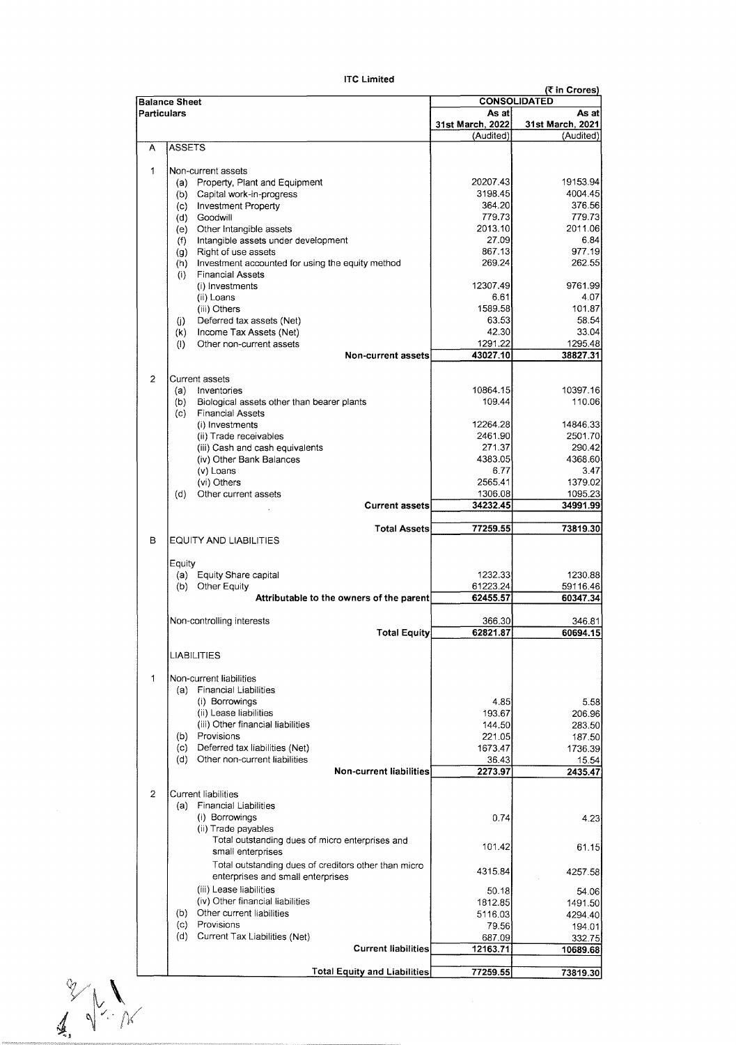# ITC Limited

(₹ in Crores)

| Balance Sheet | | CONSOLIDATED | |
|---|---|---|---|
| Particulars | | As at 31st March, 2022 | As at 31st March, 2021 |
| | | (Audited) | (Audited) |
| A | ASSETS | | |
| 1 | Non-current assets | | |
| | (a) Property, Plant and Equipment | 20207.43 | 19153.94 |
| | (b) Capital work-in-progress | 3198.45 | 4004.45 |
| | (c) Investment Property | 364.20 | 376.56 |
| | (d) Goodwill | 779.73 | 779.73 |
| | (e) Other Intangible assets | 2013.10 | 2011.06 |
| | (f) Intangible assets under development | 27.09 | 6.84 |
| | (g) Right of use assets | 867.13 | 977.19 |
| | (h) Investment accounted for using the equity method | 269.24 | 262.55 |
| | (i) Financial Assets | | |
| | (i) Investments | 12307.49 | 9761.99 |
| | (ii) Loans | 6.61 | 4.07 |
| | (iii) Others | 1589.58 | 101.87 |
| | (j) Deferred tax assets (Net) | 63.53 | 58.54 |
| | (k) Income Tax Assets (Net) | 42.30 | 33.04 |
| | (l) Other non-current assets | 1291.22 | 1295.48 |
| | **Non-current assets** | **43027.10** | **38827.31** |
| 2 | Current assets | | |
| | (a) Inventories | 10864.15 | 10397.16 |
| | (b) Biological assets other than bearer plants | 109.44 | 110.06 |
| | (c) Financial Assets | | |
| | (i) Investments | 12264.28 | 14846.33 |
| | (ii) Trade receivables | 2461.90 | 2501.70 |
| | (iii) Cash and cash equivalents | 271.37 | 290.42 |
| | (iv) Other Bank Balances | 4383.05 | 4368.60 |
| | (v) Loans | 6.77 | 3.47 |
| | (vi) Others | 2565.41 | 1379.02 |
| | (d) Other current assets | 1306.08 | 1095.23 |
| | **Current assets** | **34232.45** | **34991.99** |
| | **Total Assets** | **77259.55** | **73819.30** |
| B | EQUITY AND LIABILITIES | | |
| | Equity | | |
| | (a) Equity Share capital | 1232.33 | 1230.88 |
| | (b) Other Equity | 61223.24 | 59116.46 |
| | **Attributable to the owners of the parent** | **62455.57** | **60347.34** |
| | Non-controlling interests | 366.30 | 346.81 |
| | **Total Equity** | **62821.87** | **60694.15** |
| | LIABILITIES | | |
| 1 | Non-current liabilities | | |
| | (a) Financial Liabilities | | |
| | (i) Borrowings | 4.85 | 5.58 |
| | (ii) Lease liabilities | 193.67 | 206.96 |
| | (iii) Other financial liabilities | 144.50 | 283.50 |
| | (b) Provisions | 221.05 | 187.50 |
| | (c) Deferred tax liabilities (Net) | 1673.47 | 1736.39 |
| | (d) Other non-current liabilities | 36.43 | 15.54 |
| | **Non-current liabilities** | **2273.97** | **2435.47** |
| 2 | Current liabilities | | |
| | (a) Financial Liabilities | | |
| | (i) Borrowings | 0.74 | 4.23 |
| | (ii) Trade payables | | |
| | Total outstanding dues of micro enterprises and small enterprises | 101.42 | 61.15 |
| | Total outstanding dues of creditors other than micro enterprises and small enterprises | 4315.84 | 4257.58 |
| | (iii) Lease liabilities | 50.18 | 54.06 |
| | (iv) Other financial liabilities | 1812.85 | 1491.50 |
| | (b) Other current liabilities | 5116.03 | 4294.40 |
| | (c) Provisions | 79.56 | 194.01 |
| | (d) Current Tax Liabilities (Net) | 687.09 | 332.75 |
| | **Current liabilities** | **12163.71** | **10689.68** |
| | **Total Equity and Liabilities** | **77259.55** | **73819.30** |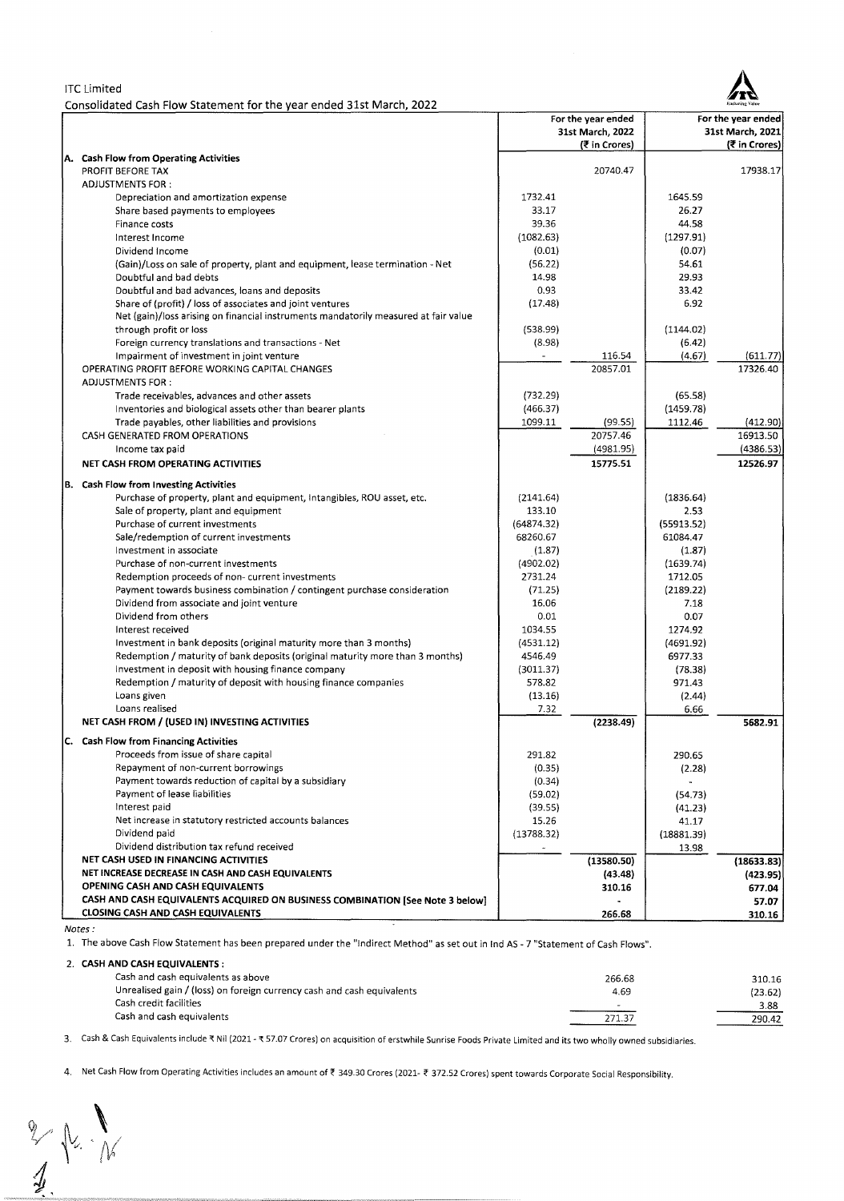ITC Limited

Consolidated Cash Flow Statement for the year ended 31st March, 2022

| | For the year ended 31st March, 2022 (₹ in Crores) | | For the year ended 31st March, 2021 (₹ in Crores) | |
|---|---|---|---|---|
| **A. Cash Flow from Operating Activities** | | | | |
| PROFIT BEFORE TAX | | 20740.47 | | 17938.17 |
| ADJUSTMENTS FOR : | | | | |
| Depreciation and amortization expense | 1732.41 | | 1645.59 | |
| Share based payments to employees | 33.17 | | 26.27 | |
| Finance costs | 39.36 | | 44.58 | |
| Interest Income | (1082.63) | | (1297.91) | |
| Dividend Income | (0.01) | | (0.07) | |
| (Gain)/Loss on sale of property, plant and equipment, lease termination - Net | (56.22) | | 54.61 | |
| Doubtful and bad debts | 14.98 | | 29.93 | |
| Doubtful and bad advances, loans and deposits | 0.93 | | 33.42 | |
| Share of (profit) / loss of associates and joint ventures | (17.48) | | 6.92 | |
| Net (gain)/loss arising on financial instruments mandatorily measured at fair value through profit or loss | (538.99) | | (1144.02) | |
| Foreign currency translations and transactions - Net | (8.98) | | (6.42) | |
| Impairment of investment in joint venture | - | 116.54 | (4.67) | (611.77) |
| OPERATING PROFIT BEFORE WORKING CAPITAL CHANGES | | 20857.01 | | 17326.40 |
| ADJUSTMENTS FOR : | | | | |
| Trade receivables, advances and other assets | (732.29) | | (65.58) | |
| Inventories and biological assets other than bearer plants | (466.37) | | (1459.78) | |
| Trade payables, other liabilities and provisions | 1099.11 | (99.55) | 1112.46 | (412.90) |
| CASH GENERATED FROM OPERATIONS | | 20757.46 | | 16913.50 |
| Income tax paid | | (4981.95) | | (4386.53) |
| **NET CASH FROM OPERATING ACTIVITIES** | | **15775.51** | | **12526.97** |
| **B. Cash Flow from Investing Activities** | | | | |
| Purchase of property, plant and equipment, Intangibles, ROU asset, etc. | (2141.64) | | (1836.64) | |
| Sale of property, plant and equipment | 133.10 | | 2.53 | |
| Purchase of current investments | (64874.32) | | (55913.52) | |
| Sale/redemption of current investments | 68260.67 | | 61084.47 | |
| Investment in associate | (1.87) | | (1.87) | |
| Purchase of non-current investments | (4902.02) | | (1639.74) | |
| Redemption proceeds of non- current investments | 2731.24 | | 1712.05 | |
| Payment towards business combination / contingent purchase consideration | (71.25) | | (2189.22) | |
| Dividend from associate and joint venture | 16.06 | | 7.18 | |
| Dividend from others | 0.01 | | 0.07 | |
| Interest received | 1034.55 | | 1274.92 | |
| Investment in bank deposits (original maturity more than 3 months) | (4531.12) | | (4691.92) | |
| Redemption / maturity of bank deposits (original maturity more than 3 months) | 4546.49 | | 6977.33 | |
| Investment in deposit with housing finance company | (3011.37) | | (78.38) | |
| Redemption / maturity of deposit with housing finance companies | 578.82 | | 971.43 | |
| Loans given | (13.16) | | (2.44) | |
| Loans realised | 7.32 | | 6.66 | |
| **NET CASH FROM / (USED IN) INVESTING ACTIVITIES** | | **(2238.49)** | | **5682.91** |
| **C. Cash Flow from Financing Activities** | | | | |
| Proceeds from issue of share capital | 291.82 | | 290.65 | |
| Repayment of non-current borrowings | (0.35) | | (2.28) | |
| Payment towards reduction of capital by a subsidiary | (0.34) | | - | |
| Payment of lease liabilities | (59.02) | | (54.73) | |
| Interest paid | (39.55) | | (41.23) | |
| Net increase in statutory restricted accounts balances | 15.26 | | 41.17 | |
| Dividend paid | (13788.32) | | (18881.39) | |
| Dividend distribution tax refund received | - | | 13.98 | |
| **NET CASH USED IN FINANCING ACTIVITIES** | | **(13580.50)** | | **(18633.83)** |
| **NET INCREASE DECREASE IN CASH AND CASH EQUIVALENTS** | | **(43.48)** | | **(423.95)** |
| **OPENING CASH AND CASH EQUIVALENTS** | | **310.16** | | **677.04** |
| **CASH AND CASH EQUIVALENTS ACQUIRED ON BUSINESS COMBINATION [See Note 3 below]** | | **-** | | **57.07** |
| **CLOSING CASH AND CASH EQUIVALENTS** | | **266.68** | | **310.16** |

*Notes :*

1. The above Cash Flow Statement has been prepared under the "Indirect Method" as set out in Ind AS - 7 "Statement of Cash Flows".

2. **CASH AND CASH EQUIVALENTS :**

| | 2022 | 2021 |
|---|---|---|
| Cash and cash equivalents as above | 266.68 | 310.16 |
| Unrealised gain / (loss) on foreign currency cash and cash equivalents | 4.69 | (23.62) |
| Cash credit facilities | - | 3.88 |
| Cash and cash equivalents | 271.37 | 290.42 |

3. Cash & Cash Equivalents include ₹ Nil (2021 - ₹ 57.07 Crores) on acquisition of erstwhile Sunrise Foods Private Limited and its two wholly owned subsidiaries.

4. Net Cash Flow from Operating Activities includes an amount of ₹ 349.30 Crores (2021- ₹ 372.52 Crores) spent towards Corporate Social Responsibility.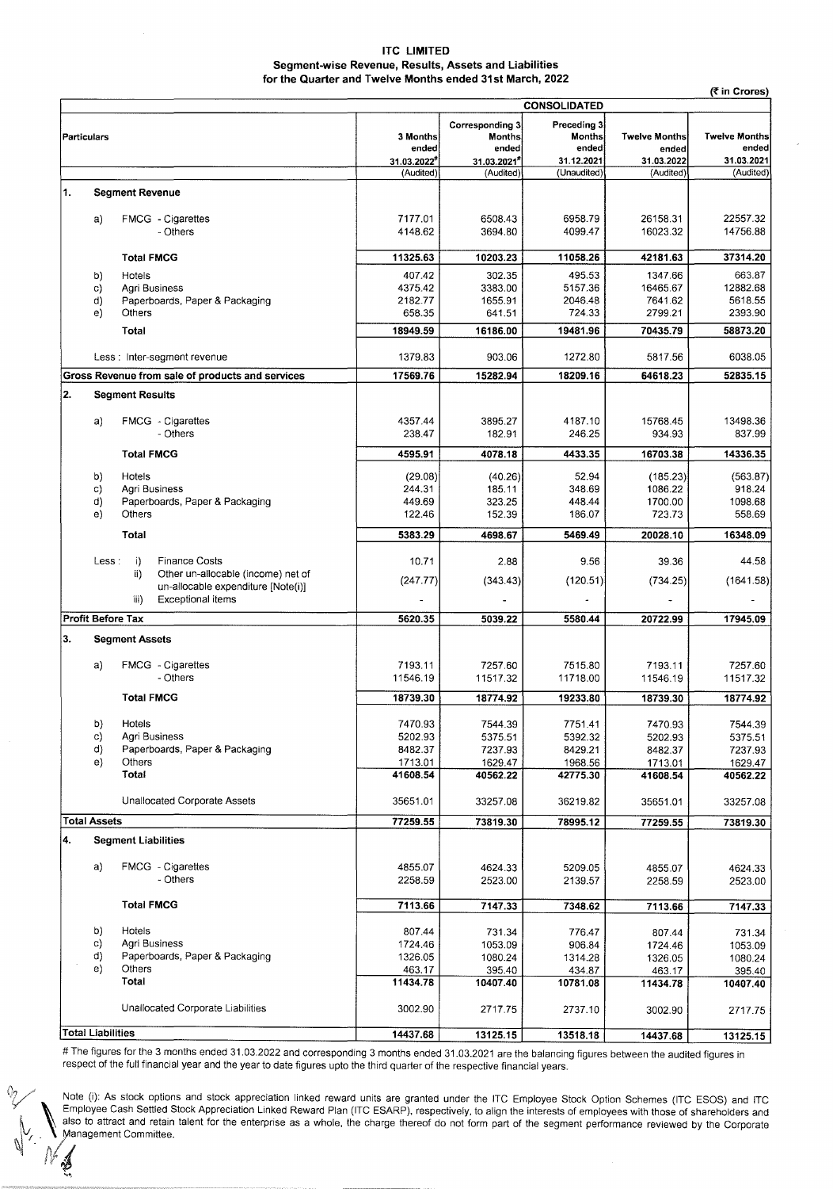**ITC LIMITED**
**Segment-wise Revenue, Results, Assets and Liabilities**
**for the Quarter and Twelve Months ended 31st March, 2022**

(₹ in Crores)

| Particulars | | | 3 Months ended 31.03.2022# (Audited) | Corresponding 3 Months ended 31.03.2021# (Audited) | Preceding 3 Months ended 31.12.2021 (Unaudited) | Twelve Months ended 31.03.2022 (Audited) | Twelve Months ended 31.03.2021 (Audited) |
|---|---|---|---|---|---|---|---|
| | | | **CONSOLIDATED** | | | | |
| **1.** | **Segment Revenue** | | | | | | |
| | a) | FMCG - Cigarettes | 7177.01 | 6508.43 | 6958.79 | 26158.31 | 22557.32 |
| | | - Others | 4148.62 | 3694.80 | 4099.47 | 16023.32 | 14756.88 |
| | | **Total FMCG** | **11325.63** | **10203.23** | **11058.26** | **42181.63** | **37314.20** |
| | b) | Hotels | 407.42 | 302.35 | 495.53 | 1347.66 | 663.87 |
| | c) | Agri Business | 4375.42 | 3383.00 | 5157.36 | 16465.67 | 12882.68 |
| | d) | Paperboards, Paper & Packaging | 2182.77 | 1655.91 | 2046.48 | 7641.62 | 5618.55 |
| | e) | Others | 658.35 | 641.51 | 724.33 | 2799.21 | 2393.90 |
| | | **Total** | **18949.59** | **16186.00** | **19481.96** | **70435.79** | **58873.20** |
| | | Less : Inter-segment revenue | 1379.83 | 903.06 | 1272.80 | 5817.56 | 6038.05 |
| **Gross Revenue from sale of products and services** | | | **17569.76** | **15282.94** | **18209.16** | **64618.23** | **52835.15** |
| **2.** | **Segment Results** | | | | | | |
| | a) | FMCG - Cigarettes | 4357.44 | 3895.27 | 4187.10 | 15768.45 | 13498.36 |
| | | - Others | 238.47 | 182.91 | 246.25 | 934.93 | 837.99 |
| | | **Total FMCG** | **4595.91** | **4078.18** | **4433.35** | **16703.38** | **14336.35** |
| | b) | Hotels | (29.08) | (40.26) | 52.94 | (185.23) | (563.87) |
| | c) | Agri Business | 244.31 | 185.11 | 348.69 | 1086.22 | 918.24 |
| | d) | Paperboards, Paper & Packaging | 449.69 | 323.25 | 448.44 | 1700.00 | 1098.68 |
| | e) | Others | 122.46 | 152.39 | 186.07 | 723.73 | 558.69 |
| | | **Total** | **5383.29** | **4698.67** | **5469.49** | **20028.10** | **16348.09** |
| | Less : | i) Finance Costs | 10.71 | 2.88 | 9.56 | 39.36 | 44.58 |
| | | ii) Other un-allocable (income) net of un-allocable expenditure [Note(i)] | (247.77) | (343.43) | (120.51) | (734.25) | (1641.58) |
| | | iii) Exceptional items | - | - | - | - | - |
| **Profit Before Tax** | | | **5620.35** | **5039.22** | **5580.44** | **20722.99** | **17945.09** |
| **3.** | **Segment Assets** | | | | | | |
| | a) | FMCG - Cigarettes | 7193.11 | 7257.60 | 7515.80 | 7193.11 | 7257.60 |
| | | - Others | 11546.19 | 11517.32 | 11718.00 | 11546.19 | 11517.32 |
| | | **Total FMCG** | **18739.30** | **18774.92** | **19233.80** | **18739.30** | **18774.92** |
| | b) | Hotels | 7470.93 | 7544.39 | 7751.41 | 7470.93 | 7544.39 |
| | c) | Agri Business | 5202.93 | 5375.51 | 5392.32 | 5202.93 | 5375.51 |
| | d) | Paperboards, Paper & Packaging | 8482.37 | 7237.93 | 8429.21 | 8482.37 | 7237.93 |
| | e) | Others | 1713.01 | 1629.47 | 1968.56 | 1713.01 | 1629.47 |
| | | **Total** | **41608.54** | **40562.22** | **42775.30** | **41608.54** | **40562.22** |
| | | Unallocated Corporate Assets | 35651.01 | 33257.08 | 36219.82 | 35651.01 | 33257.08 |
| **Total Assets** | | | **77259.55** | **73819.30** | **78995.12** | **77259.55** | **73819.30** |
| **4.** | **Segment Liabilities** | | | | | | |
| | a) | FMCG - Cigarettes | 4855.07 | 4624.33 | 5209.05 | 4855.07 | 4624.33 |
| | | - Others | 2258.59 | 2523.00 | 2139.57 | 2258.59 | 2523.00 |
| | | **Total FMCG** | **7113.66** | **7147.33** | **7348.62** | **7113.66** | **7147.33** |
| | b) | Hotels | 807.44 | 731.34 | 776.47 | 807.44 | 731.34 |
| | c) | Agri Business | 1724.46 | 1053.09 | 906.84 | 1724.46 | 1053.09 |
| | d) | Paperboards, Paper & Packaging | 1326.05 | 1080.24 | 1314.28 | 1326.05 | 1080.24 |
| | e) | Others | 463.17 | 395.40 | 434.87 | 463.17 | 395.40 |
| | | **Total** | **11434.78** | **10407.40** | **10781.08** | **11434.78** | **10407.40** |
| | | Unallocated Corporate Liabilities | 3002.90 | 2717.75 | 2737.10 | 3002.90 | 2717.75 |
| **Total Liabilities** | | | **14437.68** | **13125.15** | **13518.18** | **14437.68** | **13125.15** |

# The figures for the 3 months ended 31.03.2022 and corresponding 3 months ended 31.03.2021 are the balancing figures between the audited figures in respect of the full financial year and the year to date figures upto the third quarter of the respective financial years.

Note (i): As stock options and stock appreciation linked reward units are granted under the ITC Employee Stock Option Schemes (ITC ESOS) and ITC Employee Cash Settled Stock Appreciation Linked Reward Plan (ITC ESARP), respectively, to align the interests of employees with those of shareholders and also to attract and retain talent for the enterprise as a whole, the charge thereof do not form part of the segment performance reviewed by the Corporate Management Committee.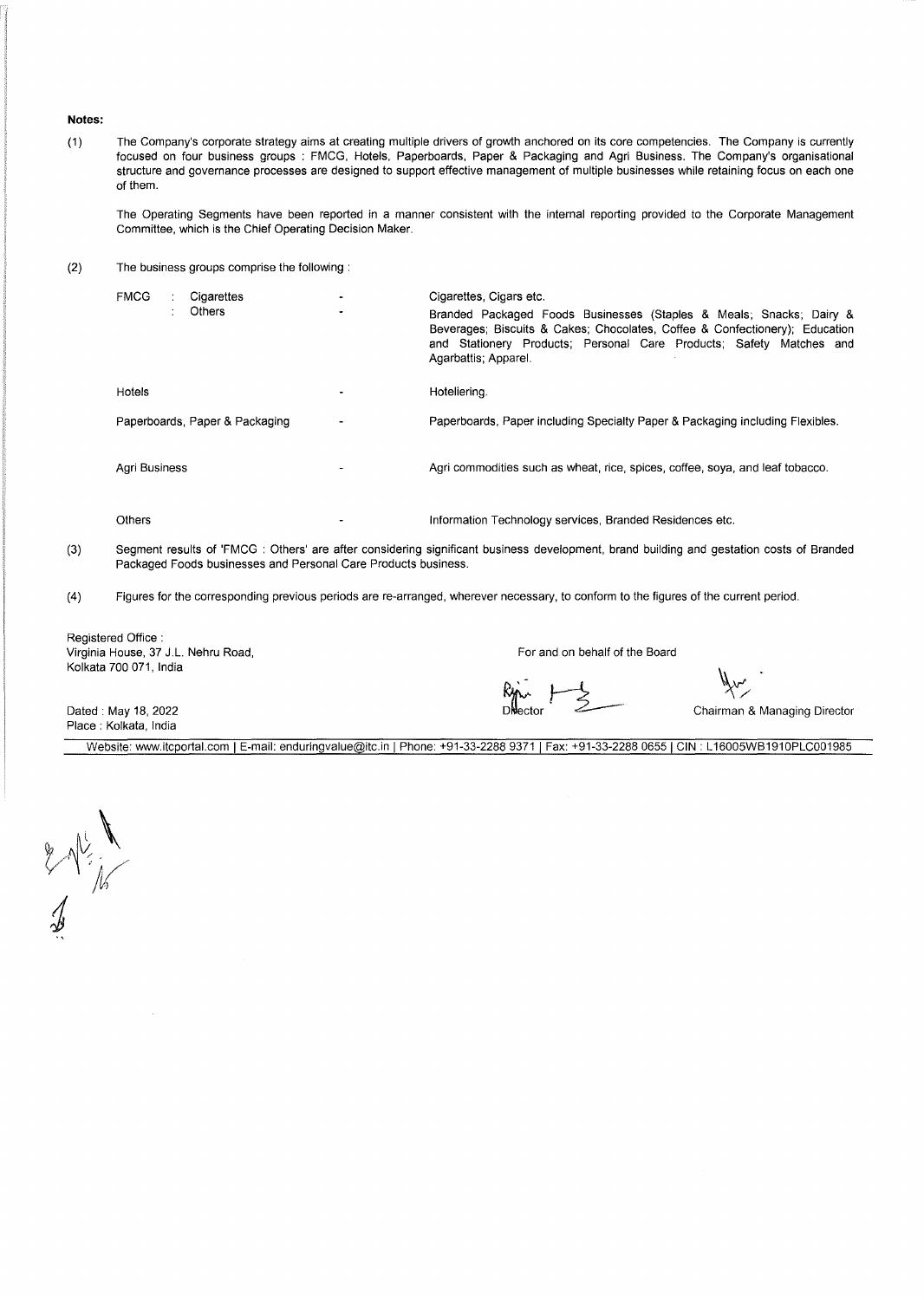**Notes:**

(1) The Company's corporate strategy aims at creating multiple drivers of growth anchored on its core competencies. The Company is currently focused on four business groups : FMCG, Hotels, Paperboards, Paper & Packaging and Agri Business. The Company's organisational structure and governance processes are designed to support effective management of multiple businesses while retaining focus on each one of them.

The Operating Segments have been reported in a manner consistent with the internal reporting provided to the Corporate Management Committee, which is the Chief Operating Decision Maker.

(2) The business groups comprise the following :

| | | |
|---|---|---|
| FMCG : Cigarettes | - | Cigarettes, Cigars etc. |
| : Others | - | Branded Packaged Foods Businesses (Staples & Meals; Snacks; Dairy & Beverages; Biscuits & Cakes; Chocolates, Coffee & Confectionery); Education and Stationery Products; Personal Care Products; Safety Matches and Agarbattis; Apparel. |
| Hotels | - | Hoteliering. |
| Paperboards, Paper & Packaging | - | Paperboards, Paper including Specialty Paper & Packaging including Flexibles. |
| Agri Business | - | Agri commodities such as wheat, rice, spices, coffee, soya, and leaf tobacco. |
| Others | - | Information Technology services, Branded Residences etc. |

(3) Segment results of 'FMCG : Others' are after considering significant business development, brand building and gestation costs of Branded Packaged Foods businesses and Personal Care Products business.

(4) Figures for the corresponding previous periods are re-arranged, wherever necessary, to conform to the figures of the current period.

Registered Office :
Virginia House, 37 J.L. Nehru Road,
Kolkata 700 071, India

For and on behalf of the Board

Dated : May 18, 2022
Place : Kolkata, India

Director

Chairman & Managing Director

Website: www.itcportal.com | E-mail: enduringvalue@itc.in | Phone: +91-33-2288 9371 | Fax: +91-33-2288 0655 | CIN : L16005WB1910PLC001985